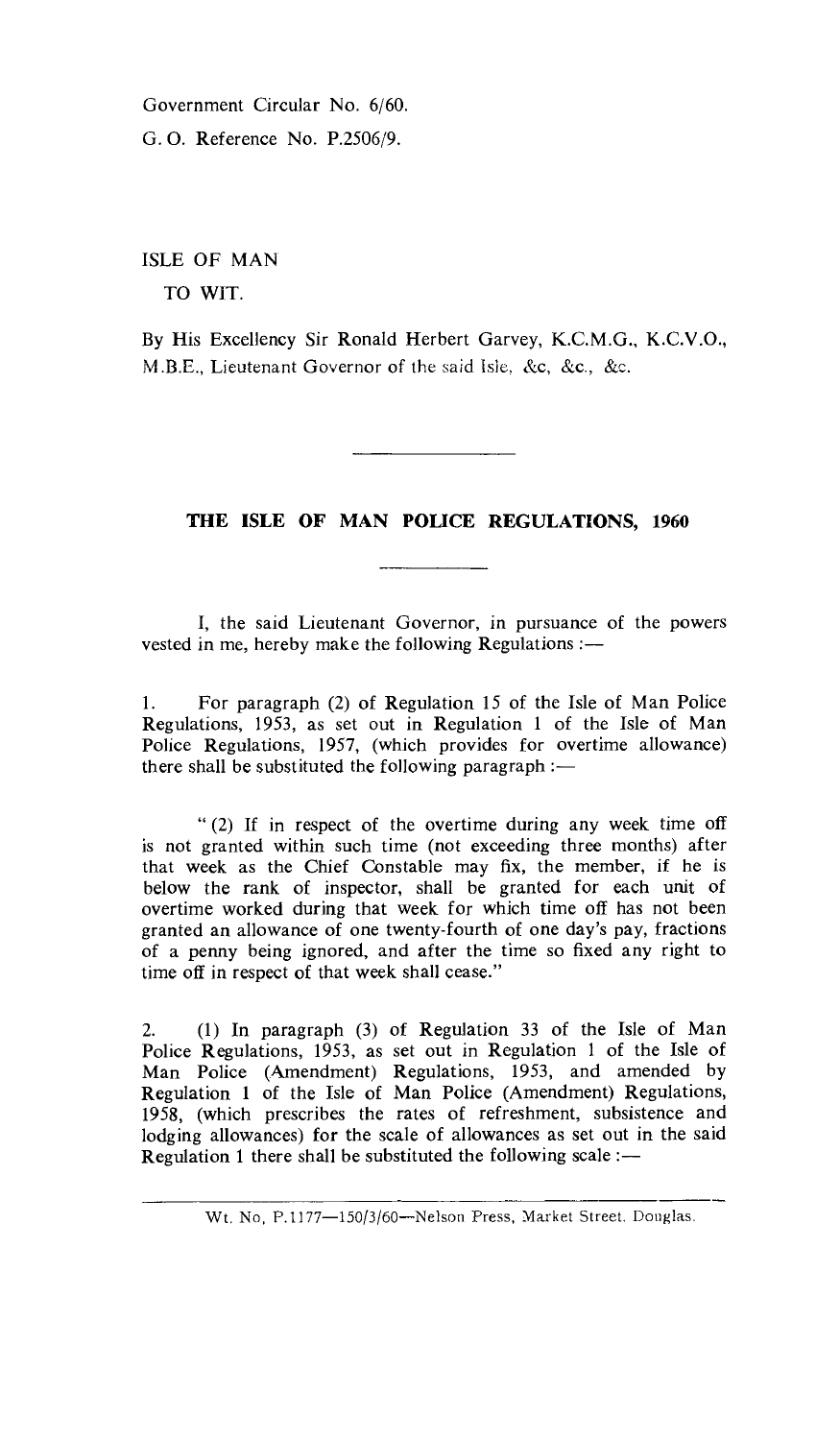Government Circular No. 6/60.

G. O. Reference No. P.2506/9.

ISLE OF MAN

TO WIT.

By His Excellency Sir Ronald Herbert Garvey, K.C.M.G., K.C.V.O., M.B.E., Lieutenant Governor of the said Isle, &c, &c., &c.

---

## THE ISLE OF MAN POLICE REGULATIONS, 1960

---

I, the said Lieutenant Governor, in pursuance of the powers vested in me, hereby make the following Regulations :—

1. For paragraph (2) of Regulation 15 of the Isle of Man Police Regulations, 1953, as set out in Regulation 1 of the Isle of Man Police Regulations, 1957, (which provides for overtime allowance) there shall be substituted the following paragraph :—

"(2) If in respect of the overtime during any week time off is not granted within such time (not exceeding three months) after that week as the Chief Constable may fix, the member, if he is below the rank of inspector, shall be granted for each unit of overtime worked during that week for which time off has not been granted an allowance of one twenty-fourth of one day's pay, fractions of a penny being ignored, and after the time so fixed any right to time off in respect of that week shall cease."

2. (1) In paragraph (3) of Regulation 33 of the Isle of Man Police Regulations, 1953, as set out in Regulation 1 of the Isle of Man Police (Amendment) Regulations, 1953, and amended by Regulation 1 of the Isle of Man Police (Amendment) Regulations, 1958, (which prescribes the rates of refreshment, subsistence and lodging allowances) for the scale of allowances as set out in the said Regulation 1 there shall be substituted the following scale :—

Wt. No, P.1177—150/3/60—Nelson Press, Market Street, Douglas.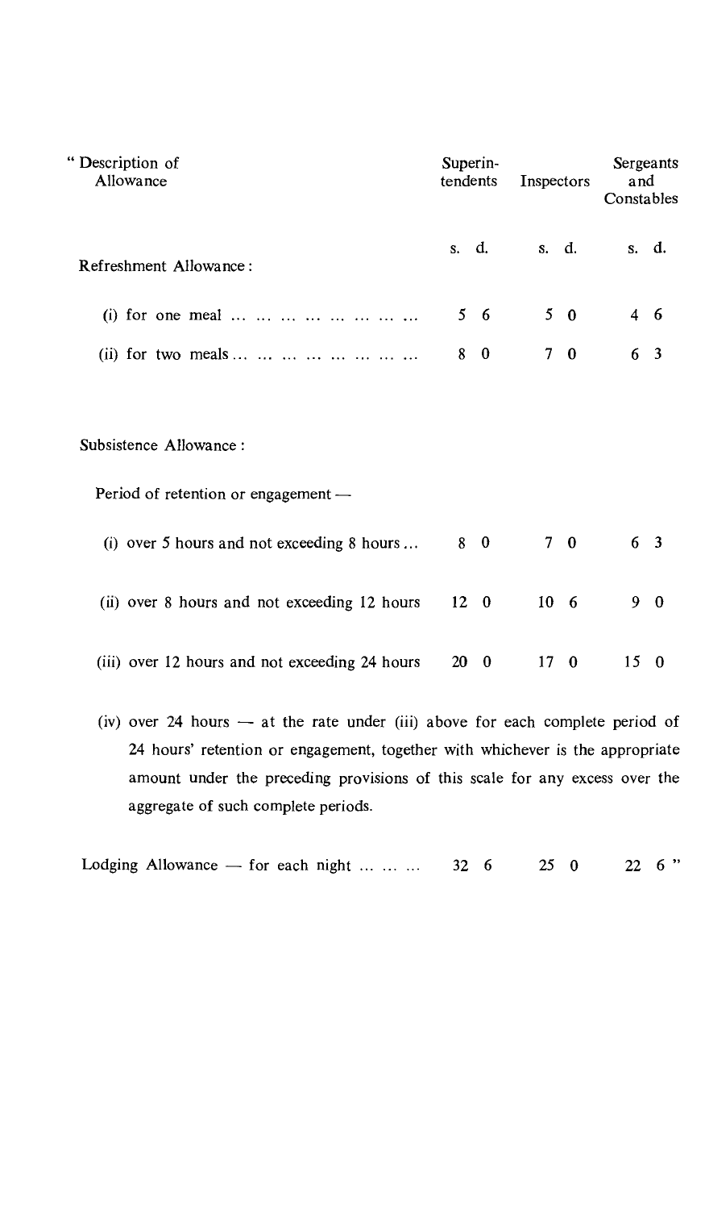| " Description of Allowance | Superintendents | Inspectors | Sergeants and Constables |
|---|---|---|---|
| | s. d. | s. d. | s. d. |
| Refreshment Allowance : | | | |
| (i) for one meal ... ... ... ... ... ... ... ... | 5 6 | 5 0 | 4 6 |
| (ii) for two meals ... ... ... ... ... ... ... ... | 8 0 | 7 0 | 6 3 |
| Subsistence Allowance : | | | |
| Period of retention or engagement — | | | |
| (i) over 5 hours and not exceeding 8 hours ... | 8 0 | 7 0 | 6 3 |
| (ii) over 8 hours and not exceeding 12 hours | 12 0 | 10 6 | 9 0 |
| (iii) over 12 hours and not exceeding 24 hours | 20 0 | 17 0 | 15 0 |

(iv) over 24 hours — at the rate under (iii) above for each complete period of 24 hours' retention or engagement, together with whichever is the appropriate amount under the preceding provisions of this scale for any excess over the aggregate of such complete periods.

| | | | |
|---|---|---|---|
| Lodging Allowance — for each night ... ... ... | 32 6 | 25 0 | 22 6 " |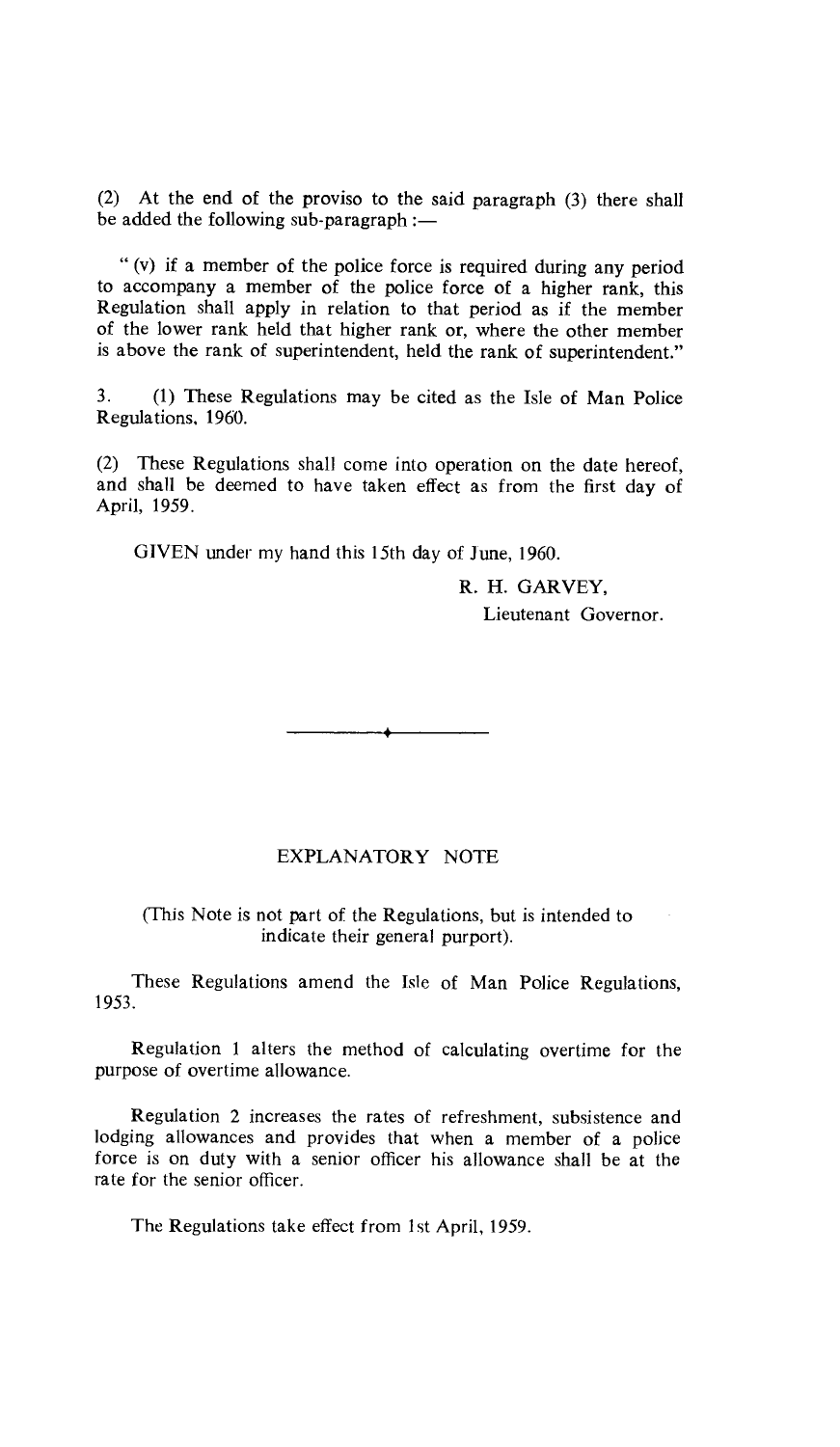(2) At the end of the proviso to the said paragraph (3) there shall be added the following sub-paragraph :—

"(v) if a member of the police force is required during any period to accompany a member of the police force of a higher rank, this Regulation shall apply in relation to that period as if the member of the lower rank held that higher rank or, where the other member is above the rank of superintendent, held the rank of superintendent."

3. (1) These Regulations may be cited as the Isle of Man Police Regulations, 1960.

(2) These Regulations shall come into operation on the date hereof, and shall be deemed to have taken effect as from the first day of April, 1959.

GIVEN under my hand this 15th day of June, 1960.

R. H. GARVEY,
Lieutenant Governor.

---

## EXPLANATORY NOTE

(This Note is not part of the Regulations, but is intended to indicate their general purport).

These Regulations amend the Isle of Man Police Regulations, 1953.

Regulation 1 alters the method of calculating overtime for the purpose of overtime allowance.

Regulation 2 increases the rates of refreshment, subsistence and lodging allowances and provides that when a member of a police force is on duty with a senior officer his allowance shall be at the rate for the senior officer.

The Regulations take effect from 1st April, 1959.